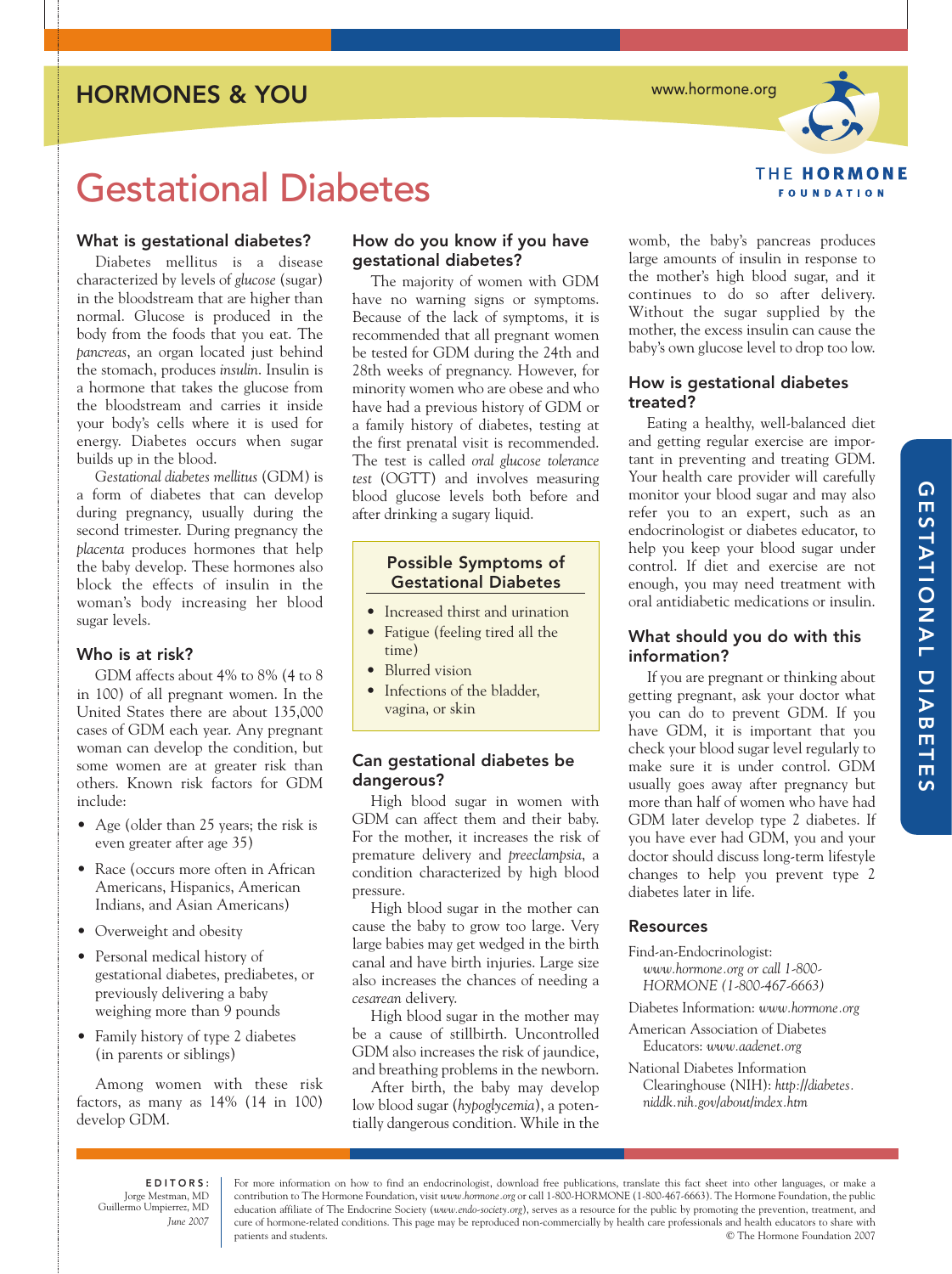HORMONES & YOU

www.hormone.org

THE HORMONE FOUNDATION

# Gestational Diabetes

## What is gestational diabetes?

Diabetes mellitus is a disease characterized by levels of *glucose* (sugar) in the bloodstream that are higher than normal. Glucose is produced in the body from the foods that you eat. The *pancreas*, an organ located just behind the stomach, produces *insulin*. Insulin is a hormone that takes the glucose from the bloodstream and carries it inside your body's cells where it is used for energy. Diabetes occurs when sugar builds up in the blood.

*Gestational diabetes mellitus* (GDM) is a form of diabetes that can develop during pregnancy, usually during the second trimester. During pregnancy the *placenta* produces hormones that help the baby develop. These hormones also block the effects of insulin in the woman's body increasing her blood sugar levels.

## Who is at risk?

GDM affects about 4% to 8% (4 to 8 in 100) of all pregnant women. In the United States there are about 135,000 cases of GDM each year. Any pregnant woman can develop the condition, but some women are at greater risk than others. Known risk factors for GDM include:

- Age (older than 25 years; the risk is even greater after age 35)
- Race (occurs more often in African Americans, Hispanics, American Indians, and Asian Americans)
- Overweight and obesity
- Personal medical history of gestational diabetes, prediabetes, or previously delivering a baby weighing more than 9 pounds
- Family history of type 2 diabetes (in parents or siblings)

Among women with these risk factors, as many as 14% (14 in 100) develop GDM.

## How do you know if you have gestational diabetes?

The majority of women with GDM have no warning signs or symptoms. Because of the lack of symptoms, it is recommended that all pregnant women be tested for GDM during the 24th and 28th weeks of pregnancy. However, for minority women who are obese and who have had a previous history of GDM or a family history of diabetes, testing at the first prenatal visit is recommended. The test is called *oral glucose tolerance test* (OGTT) and involves measuring blood glucose levels both before and after drinking a sugary liquid.

### Possible Symptoms of Gestational Diabetes

- Increased thirst and urination
- Fatigue (feeling tired all the time)
- Blurred vision
- Infections of the bladder, vagina, or skin

## Can gestational diabetes be dangerous?

High blood sugar in women with GDM can affect them and their baby. For the mother, it increases the risk of premature delivery and *preeclampsia*, a condition characterized by high blood pressure.

High blood sugar in the mother can cause the baby to grow too large. Very large babies may get wedged in the birth canal and have birth injuries. Large size also increases the chances of needing a *cesarean* delivery.

High blood sugar in the mother may be a cause of stillbirth. Uncontrolled GDM also increases the risk of jaundice, and breathing problems in the newborn.

After birth, the baby may develop low blood sugar (*hypoglycemia*), a potentially dangerous condition. While in the womb, the baby's pancreas produces large amounts of insulin in response to the mother's high blood sugar, and it continues to do so after delivery. Without the sugar supplied by the mother, the excess insulin can cause the baby's own glucose level to drop too low.

## How is gestational diabetes treated?

Eating a healthy, well-balanced diet and getting regular exercise are important in preventing and treating GDM. Your health care provider will carefully monitor your blood sugar and may also refer you to an expert, such as an endocrinologist or diabetes educator, to help you keep your blood sugar under control. If diet and exercise are not enough, you may need treatment with oral antidiabetic medications or insulin.

## What should you do with this information?

If you are pregnant or thinking about getting pregnant, ask your doctor what you can do to prevent GDM. If you have GDM, it is important that you check your blood sugar level regularly to make sure it is under control. GDM usually goes away after pregnancy but more than half of women who have had GDM later develop type 2 diabetes. If you have ever had GDM, you and your doctor should discuss long-term lifestyle changes to help you prevent type 2 diabetes later in life.

## Resources

Find-an-Endocrinologist: *www.hormone.org or call 1-800-HORMONE (1-800-467-6663)*

Diabetes Information: *www.hormone.org*

American Association of Diabetes Educators: *www.aadenet.org*

National Diabetes Information Clearinghouse (NIH): *http://diabetes.niddk.nih.gov/about/index.htm*

**EDITORS:**
Jorge Mestman, MD
Guillermo Umpierrez, MD
*June 2007*

For more information on how to find an endocrinologist, download free publications, translate this fact sheet into other languages, or make a contribution to The Hormone Foundation, visit *www.hormone.org* or call 1-800-HORMONE (1-800-467-6663). The Hormone Foundation, the public education affiliate of The Endocrine Society (*www.endo-society.org*), serves as a resource for the public by promoting the prevention, treatment, and cure of hormone-related conditions. This page may be reproduced non-commercially by health care professionals and health educators to share with patients and students.

© The Hormone Foundation 2007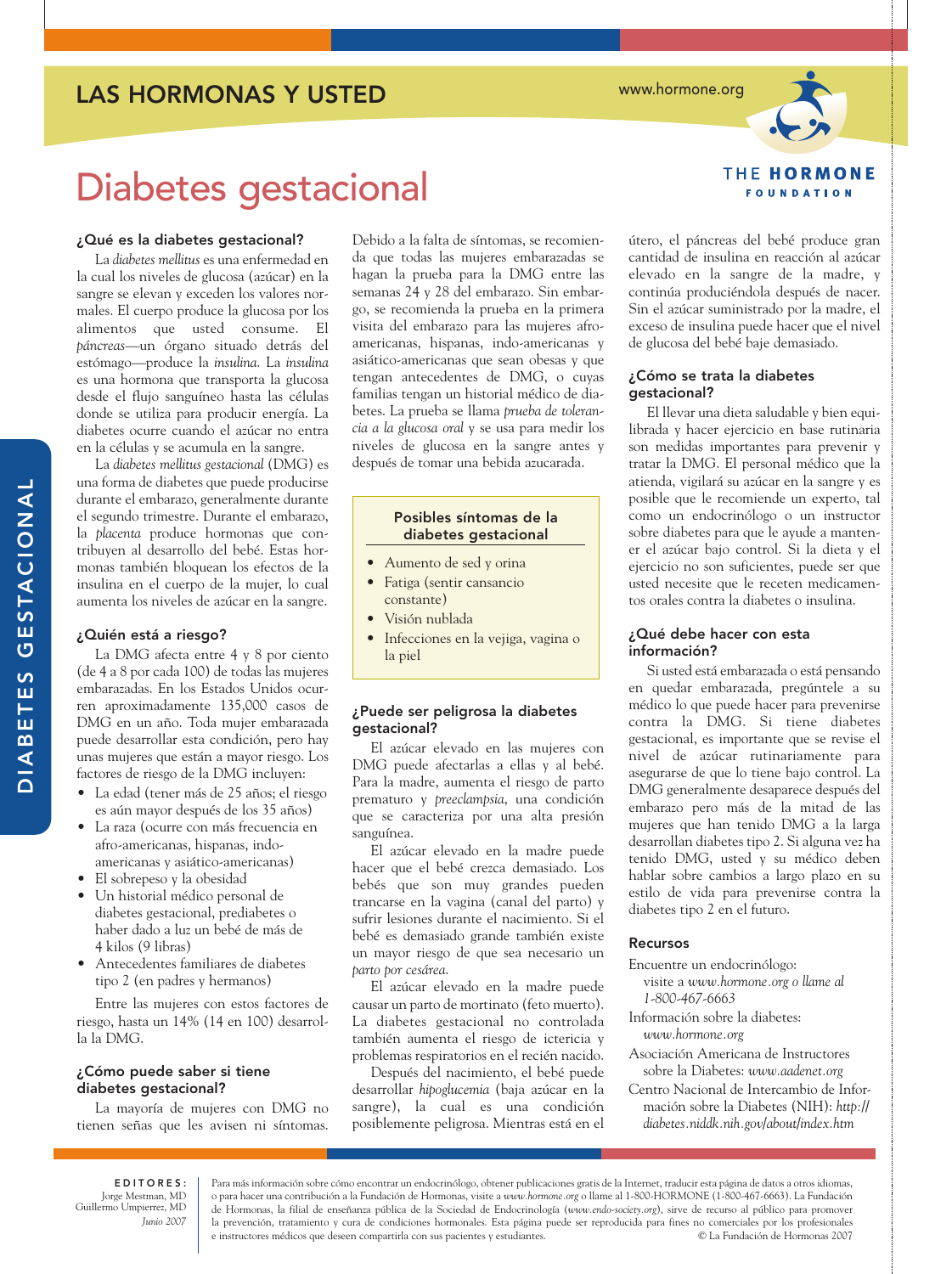LAS HORMONAS Y USTED

www.hormone.org

THE HORMONE FOUNDATION

# Diabetes gestacional

## ¿Qué es la diabetes gestacional?

La *diabetes mellitus* es una enfermedad en la cual los niveles de glucosa (azúcar) en la sangre se elevan y exceden los valores normales. El cuerpo produce la glucosa por los alimentos que usted consume. El *páncreas*—un órgano situado detrás del estómago—produce la *insulina*. La *insulina* es una hormona que transporta la glucosa desde el flujo sanguíneo hasta las células donde se utiliza para producir energía. La diabetes ocurre cuando el azúcar no entra en la células y se acumula en la sangre.

La *diabetes mellitus gestacional* (DMG) es una forma de diabetes que puede producirse durante el embarazo, generalmente durante el segundo trimestre. Durante el embarazo, la *placenta* produce hormonas que contribuyen al desarrollo del bebé. Estas hormonas también bloquean los efectos de la insulina en el cuerpo de la mujer, lo cual aumenta los niveles de azúcar en la sangre.

## ¿Quién está a riesgo?

La DMG afecta entre 4 y 8 por ciento (de 4 a 8 por cada 100) de todas las mujeres embarazadas. En los Estados Unidos ocurren aproximadamente 135,000 casos de DMG en un año. Toda mujer embarazada puede desarrollar esta condición, pero hay unas mujeres que están a mayor riesgo. Los factores de riesgo de la DMG incluyen:

- La edad (tener más de 25 años; el riesgo es aún mayor después de los 35 años)
- La raza (ocurre con más frecuencia en afro-americanas, hispanas, indo-americanas y asiático-americanas)
- El sobrepeso y la obesidad
- Un historial médico personal de diabetes gestacional, prediabetes o haber dado a luz un bebé de más de 4 kilos (9 libras)
- Antecedentes familiares de diabetes tipo 2 (en padres y hermanos)

Entre las mujeres con estos factores de riesgo, hasta un 14% (14 en 100) desarrolla la DMG.

## ¿Cómo puede saber si tiene diabetes gestacional?

La mayoría de mujeres con DMG no tienen señas que les avisen ni síntomas. Debido a la falta de síntomas, se recomienda que todas las mujeres embarazadas se hagan la prueba para la DMG entre las semanas 24 y 28 del embarazo. Sin embargo, se recomienda la prueba en la primera visita del embarazo para las mujeres afro-americanas, hispanas, indo-americanas y asiático-americanas que sean obesas y que tengan antecedentes de DMG, o cuyas familias tengan un historial médico de diabetes. La prueba se llama *prueba de tolerancia a la glucosa oral* y se usa para medir los niveles de glucosa en la sangre antes y después de tomar una bebida azucarada.

### Posibles síntomas de la diabetes gestacional

- Aumento de sed y orina
- Fatiga (sentir cansancio constante)
- Visión nublada
- Infecciones en la vejiga, vagina o la piel

## ¿Puede ser peligrosa la diabetes gestacional?

El azúcar elevado en las mujeres con DMG puede afectarlas a ellas y al bebé. Para la madre, aumenta el riesgo de parto prematuro y *preeclampsia*, una condición que se caracteriza por una alta presión sanguínea.

El azúcar elevado en la madre puede hacer que el bebé crezca demasiado. Los bebés que son muy grandes pueden trancarse en la vagina (canal del parto) y sufrir lesiones durante el nacimiento. Si el bebé es demasiado grande también existe un mayor riesgo de que sea necesario un *parto por cesárea*.

El azúcar elevado en la madre puede causar un parto de mortinato (feto muerto). La diabetes gestacional no controlada también aumenta el riesgo de ictericia y problemas respiratorios en el recién nacido.

Después del nacimiento, el bebé puede desarrollar *hipoglucemia* (baja azúcar en la sangre), la cual es una condición posiblemente peligrosa. Mientras está en el útero, el páncreas del bebé produce gran cantidad de insulina en reacción al azúcar elevado en la sangre de la madre, y continúa produciéndola después de nacer. Sin el azúcar suministrado por la madre, el exceso de insulina puede hacer que el nivel de glucosa del bebé baje demasiado.

## ¿Cómo se trata la diabetes gestacional?

El llevar una dieta saludable y bien equilibrada y hacer ejercicio en base rutinaria son medidas importantes para prevenir y tratar la DMG. El personal médico que la atienda, vigilará su azúcar en la sangre y es posible que le recomiende un experto, tal como un endocrinólogo o un instructor sobre diabetes para que le ayude a mantener el azúcar bajo control. Si la dieta y el ejercicio no son suficientes, puede ser que usted necesite que le receten medicamentos orales contra la diabetes o insulina.

## ¿Qué debe hacer con esta información?

Si usted está embarazada o está pensando en quedar embarazada, pregúntele a su médico lo que puede hacer para prevenirse contra la DMG. Si tiene diabetes gestacional, es importante que se revise el nivel de azúcar rutinariamente para asegurarse de que lo tiene bajo control. La DMG generalmente desaparece después del embarazo pero más de la mitad de las mujeres que han tenido DMG a la larga desarrollan diabetes tipo 2. Si alguna vez ha tenido DMG, usted y su médico deben hablar sobre cambios a largo plazo en su estilo de vida para prevenirse contra la diabetes tipo 2 en el futuro.

## Recursos

Encuentre un endocrinólogo: visite a *www.hormone.org o llame al 1-800-467-6663*

Información sobre la diabetes: *www.hormone.org*

Asociación Americana de Instructores sobre la Diabetes: *www.aadenet.org*

Centro Nacional de Intercambio de Información sobre la Diabetes (NIH): *http://diabetes.niddk.nih.gov/about/index.htm*

DIABETES GESTACIONAL

**EDITORES:**
Jorge Mestman, MD
Guillermo Umpierrez, MD
*Junio 2007*

Para más información sobre cómo encontrar un endocrinólogo, obtener publicaciones gratis de la Internet, traducir esta página de datos a otros idiomas, o para hacer una contribución a la Fundación de Hormonas, visite a *www.hormone.org* o llame al 1-800-HORMONE (1-800-467-6663). La Fundación de Hormonas, la filial de enseñanza pública de la Sociedad de Endocrinología (*www.endo-society.org*), sirve de recurso al público para promover la prevención, tratamiento y cura de condiciones hormonales. Esta página puede ser reproducida para fines no comerciales por los profesionales e instructores médicos que deseen compartirla con sus pacientes y estudiantes. © La Fundación de Hormonas 2007